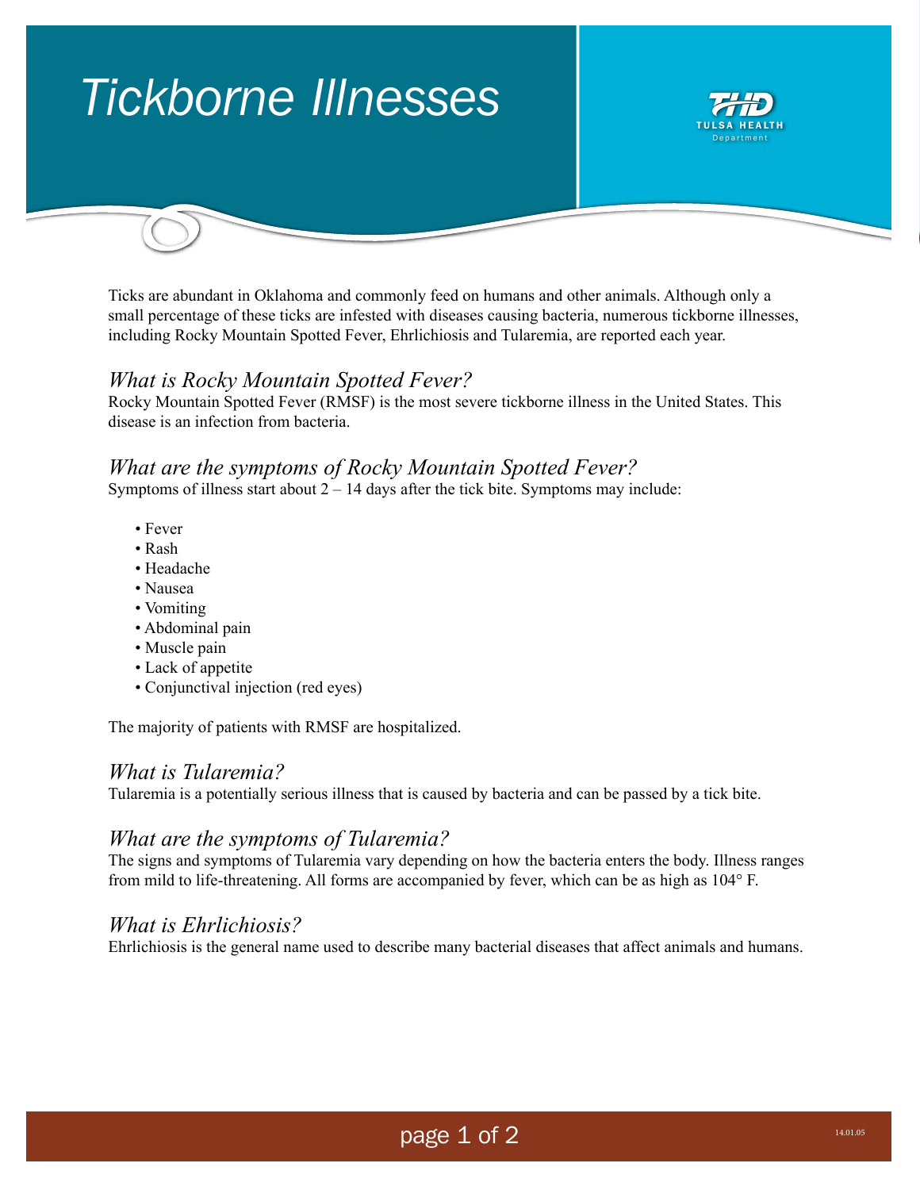# Tickborne Illnesses

Ticks are abundant in Oklahoma and commonly feed on humans and other animals. Although only a small percentage of these ticks are infested with diseases causing bacteria, numerous tickborne illnesses, including Rocky Mountain Spotted Fever, Ehrlichiosis and Tularemia, are reported each year.

## *What is Rocky Mountain Spotted Fever?*

Rocky Mountain Spotted Fever (RMSF) is the most severe tickborne illness in the United States. This disease is an infection from bacteria.

## *What are the symptoms of Rocky Mountain Spotted Fever?*

Symptoms of illness start about 2 – 14 days after the tick bite. Symptoms may include:

- Fever
- Rash
- Headache
- Nausea
- Vomiting
- Abdominal pain
- Muscle pain
- Lack of appetite
- Conjunctival injection (red eyes)

The majority of patients with RMSF are hospitalized.

## *What is Tularemia?*

Tularemia is a potentially serious illness that is caused by bacteria and can be passed by a tick bite.

## *What are the symptoms of Tularemia?*

The signs and symptoms of Tularemia vary depending on how the bacteria enters the body. Illness ranges from mild to life-threatening. All forms are accompanied by fever, which can be as high as 104° F.

## *What is Ehrlichiosis?*

Ehrlichiosis is the general name used to describe many bacterial diseases that affect animals and humans.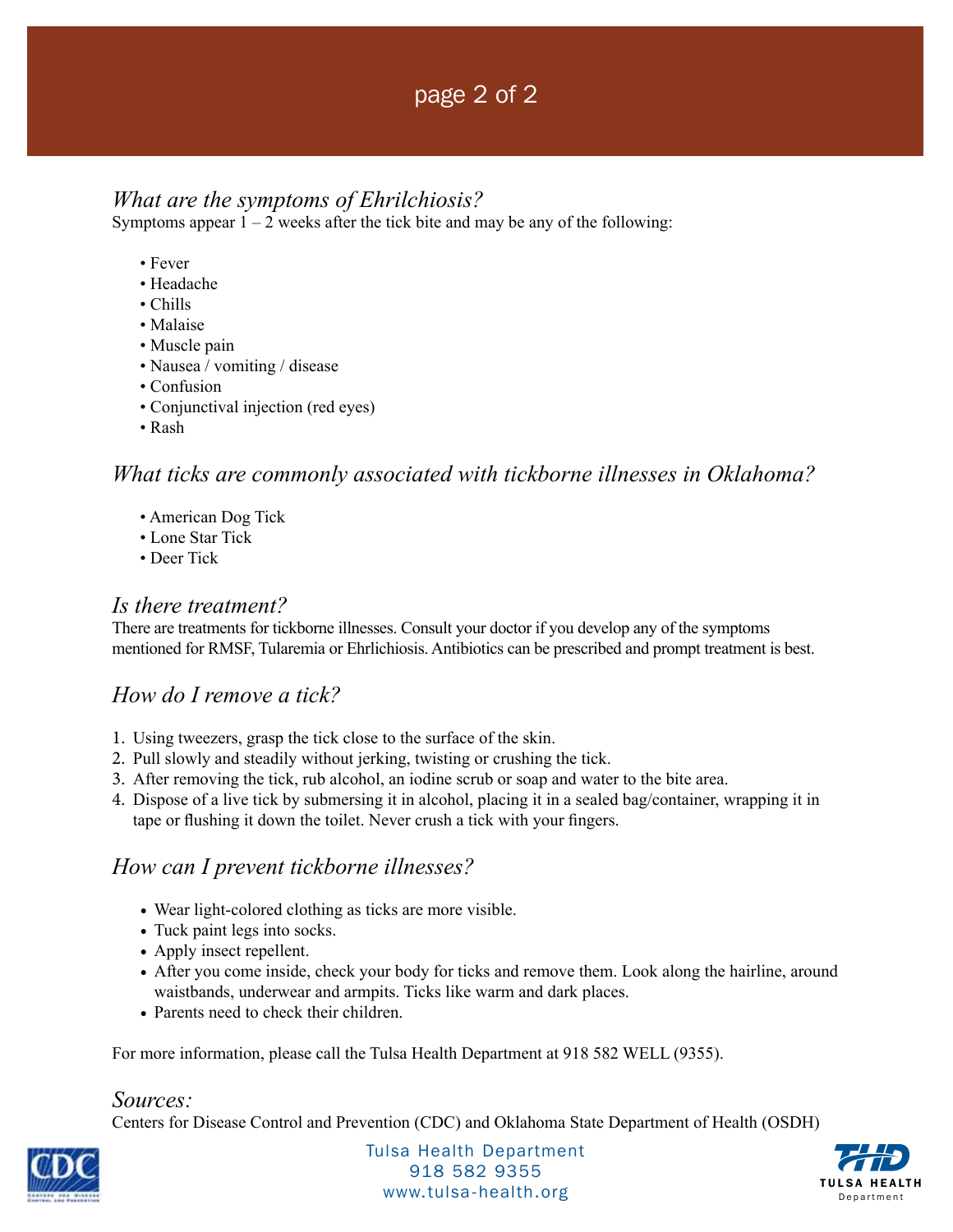## *What are the symptoms of Ehrilchiosis?*

Symptoms appear 1 – 2 weeks after the tick bite and may be any of the following:

- Fever
- Headache
- Chills
- Malaise
- Muscle pain
- Nausea / vomiting / disease
- Confusion
- Conjunctival injection (red eyes)
- Rash

## *What ticks are commonly associated with tickborne illnesses in Oklahoma?*

- American Dog Tick
- Lone Star Tick
- Deer Tick

## *Is there treatment?*

There are treatments for tickborne illnesses. Consult your doctor if you develop any of the symptoms mentioned for RMSF, Tularemia or Ehrlichiosis. Antibiotics can be prescribed and prompt treatment is best.

## *How do I remove a tick?*

1. Using tweezers, grasp the tick close to the surface of the skin.
2. Pull slowly and steadily without jerking, twisting or crushing the tick.
3. After removing the tick, rub alcohol, an iodine scrub or soap and water to the bite area.
4. Dispose of a live tick by submersing it in alcohol, placing it in a sealed bag/container, wrapping it in tape or flushing it down the toilet. Never crush a tick with your fingers.

## *How can I prevent tickborne illnesses?*

- Wear light-colored clothing as ticks are more visible.
- Tuck paint legs into socks.
- Apply insect repellent.
- After you come inside, check your body for ticks and remove them. Look along the hairline, around waistbands, underwear and armpits. Ticks like warm and dark places.
- Parents need to check their children.

For more information, please call the Tulsa Health Department at 918 582 WELL (9355).

## *Sources:*

Centers for Disease Control and Prevention (CDC) and Oklahoma State Department of Health (OSDH)

Tulsa Health Department
918 582 9355
www.tulsa-health.org